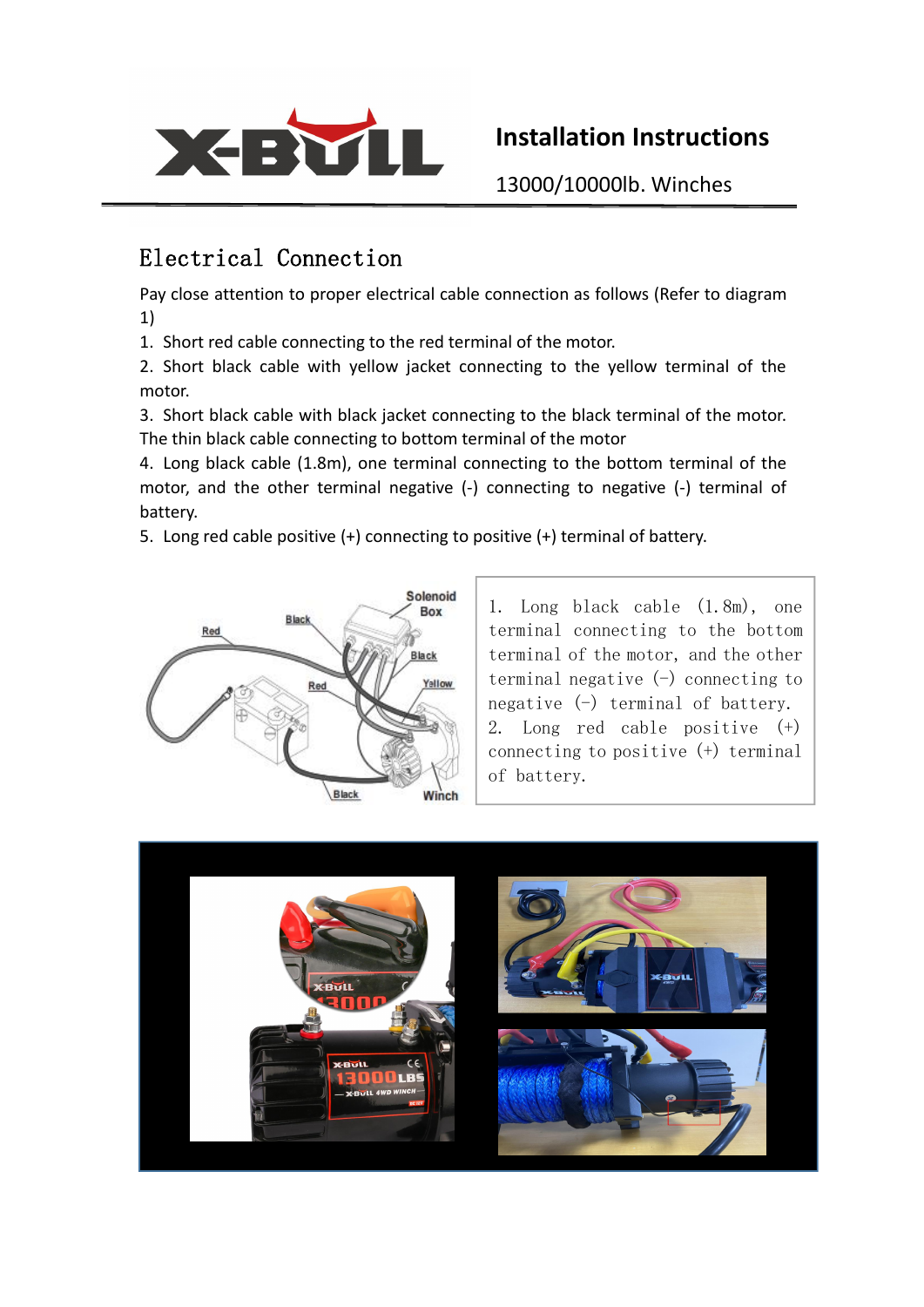# Installation Instructions

13000/10000lb. Winches

## Electrical Connection

Pay close attention to proper electrical cable connection as follows (Refer to diagram 1)

1. Short red cable connecting to the red terminal of the motor.
2. Short black cable with yellow jacket connecting to the yellow terminal of the motor.
3. Short black cable with black jacket connecting to the black terminal of the motor. The thin black cable connecting to bottom terminal of the motor
4. Long black cable (1.8m), one terminal connecting to the bottom terminal of the motor, and the other terminal negative (-) connecting to negative (-) terminal of battery.
5. Long red cable positive (+) connecting to positive (+) terminal of battery.

1. Long black cable (1.8m), one terminal connecting to the bottom terminal of the motor, and the other terminal negative (-) connecting to negative (-) terminal of battery.
2. Long red cable positive (+) connecting to positive (+) terminal of battery.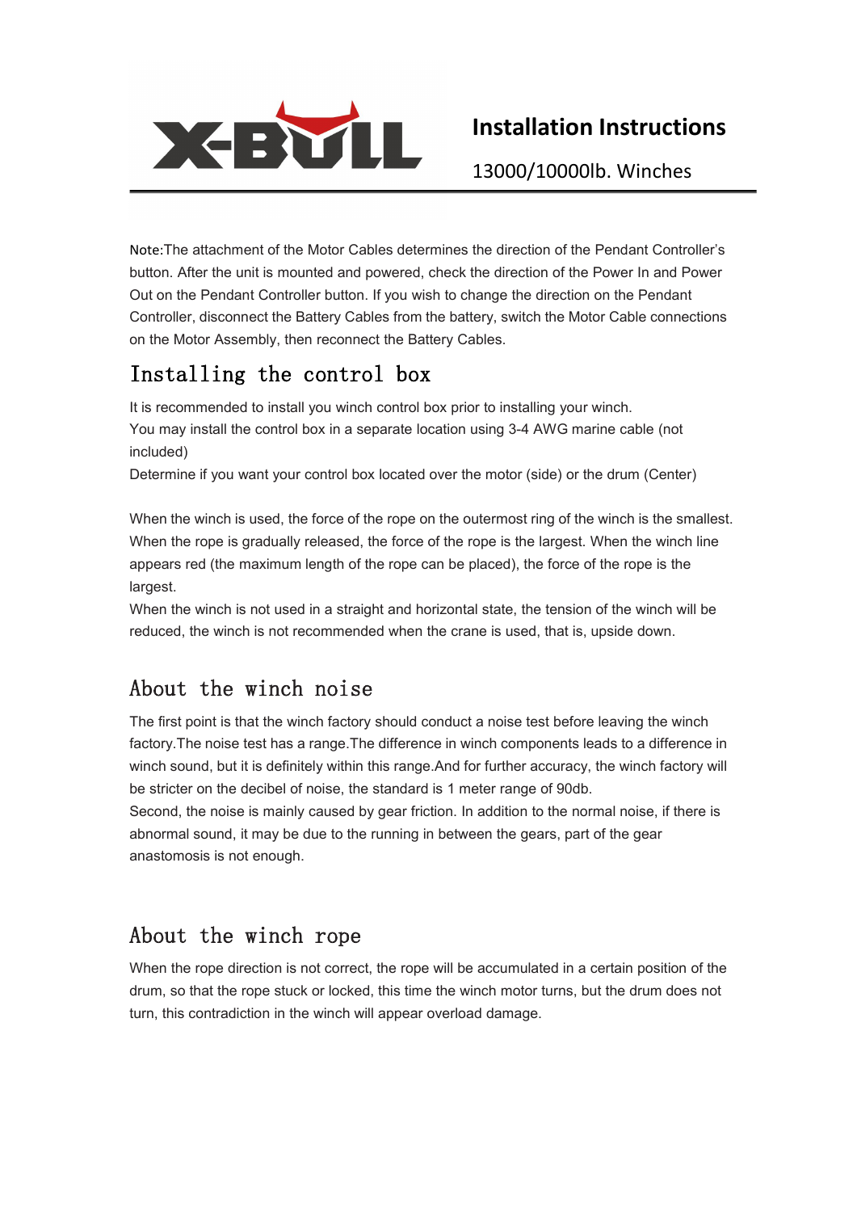# Installation Instructions

13000/10000lb. Winches

Note:The attachment of the Motor Cables determines the direction of the Pendant Controller's button. After the unit is mounted and powered, check the direction of the Power In and Power Out on the Pendant Controller button. If you wish to change the direction on the Pendant Controller, disconnect the Battery Cables from the battery, switch the Motor Cable connections on the Motor Assembly, then reconnect the Battery Cables.

## Installing the control box

It is recommended to install you winch control box prior to installing your winch.
You may install the control box in a separate location using 3-4 AWG marine cable (not included)
Determine if you want your control box located over the motor (side) or the drum (Center)

When the winch is used, the force of the rope on the outermost ring of the winch is the smallest. When the rope is gradually released, the force of the rope is the largest. When the winch line appears red (the maximum length of the rope can be placed), the force of the rope is the largest.
When the winch is not used in a straight and horizontal state, the tension of the winch will be reduced, the winch is not recommended when the crane is used, that is, upside down.

## About the winch noise

The first point is that the winch factory should conduct a noise test before leaving the winch factory.The noise test has a range.The difference in winch components leads to a difference in winch sound, but it is definitely within this range.And for further accuracy, the winch factory will be stricter on the decibel of noise, the standard is 1 meter range of 90db.
Second, the noise is mainly caused by gear friction. In addition to the normal noise, if there is abnormal sound, it may be due to the running in between the gears, part of the gear anastomosis is not enough.

## About the winch rope

When the rope direction is not correct, the rope will be accumulated in a certain position of the drum, so that the rope stuck or locked, this time the winch motor turns, but the drum does not turn, this contradiction in the winch will appear overload damage.